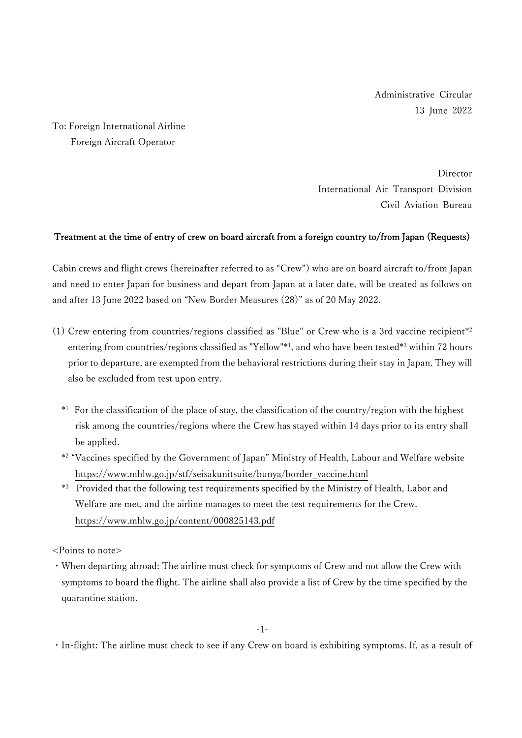Administrative Circular
13 June 2022

To: Foreign International Airline
Foreign Aircraft Operator

Director
International Air Transport Division
Civil Aviation Bureau

## Treatment at the time of entry of crew on board aircraft from a foreign country to/from Japan (Requests)

Cabin crews and flight crews (hereinafter referred to as "Crew") who are on board aircraft to/from Japan and need to enter Japan for business and depart from Japan at a later date, will be treated as follows on and after 13 June 2022 based on "New Border Measures (28)" as of 20 May 2022.

(1) Crew entering from countries/regions classified as "Blue" or Crew who is a 3rd vaccine recipient*[2] entering from countries/regions classified as "Yellow"*[1], and who have been tested*[3] within 72 hours prior to departure, are exempted from the behavioral restrictions during their stay in Japan. They will also be excluded from test upon entry.

*[1] For the classification of the place of stay, the classification of the country/region with the highest risk among the countries/regions where the Crew has stayed within 14 days prior to its entry shall be applied.

*[2] "Vaccines specified by the Government of Japan" Ministry of Health, Labour and Welfare website https://www.mhlw.go.jp/stf/seisakunitsuite/bunya/border_vaccine.html

*[3] Provided that the following test requirements specified by the Ministry of Health, Labor and Welfare are met, and the airline manages to meet the test requirements for the Crew. https://www.mhlw.go.jp/content/000825143.pdf

<Points to note>

- When departing abroad: The airline must check for symptoms of Crew and not allow the Crew with symptoms to board the flight. The airline shall also provide a list of Crew by the time specified by the quarantine station.
- In-flight: The airline must check to see if any Crew on board is exhibiting symptoms. If, as a result of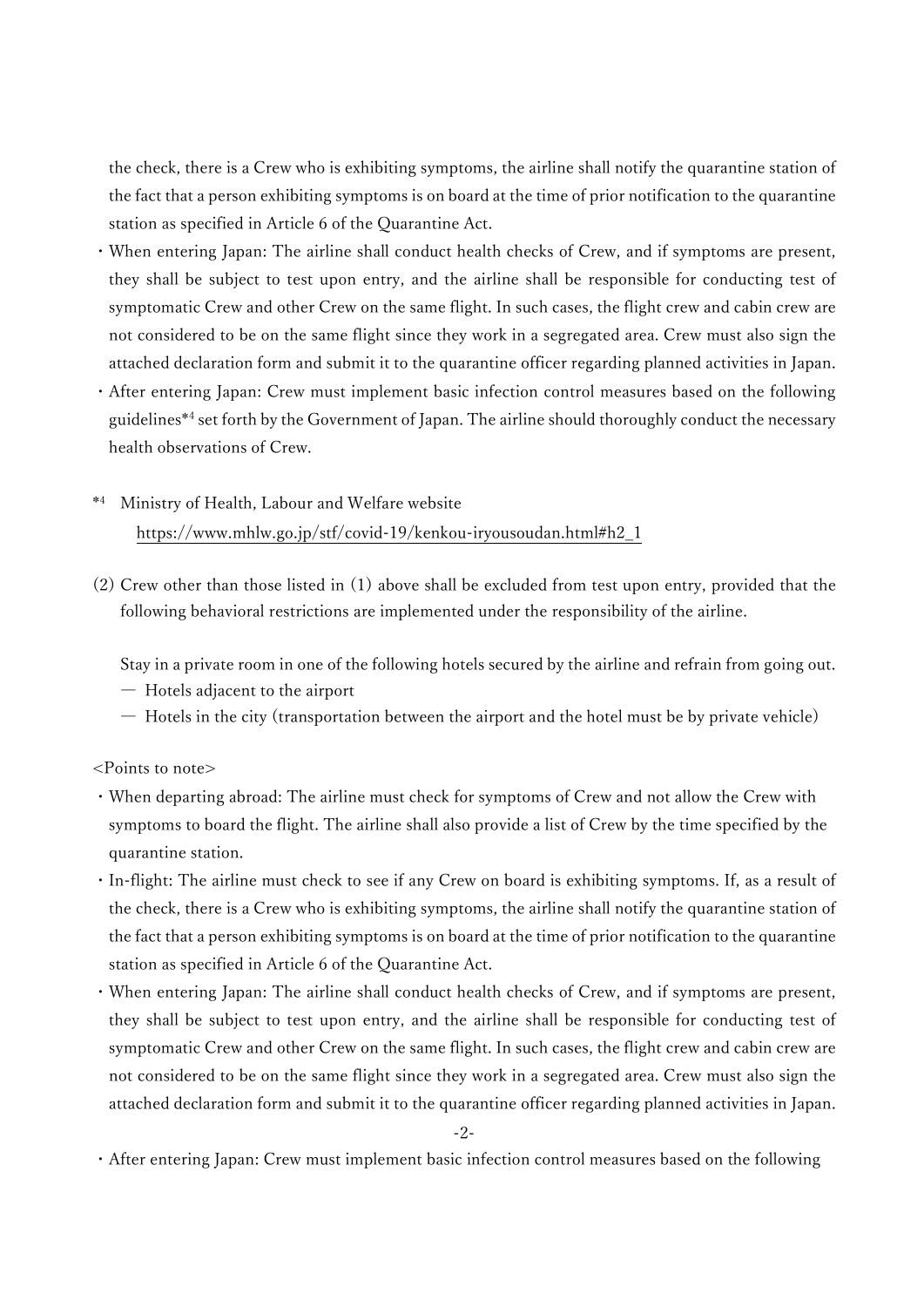the check, there is a Crew who is exhibiting symptoms, the airline shall notify the quarantine station of the fact that a person exhibiting symptoms is on board at the time of prior notification to the quarantine station as specified in Article 6 of the Quarantine Act.

- When entering Japan: The airline shall conduct health checks of Crew, and if symptoms are present, they shall be subject to test upon entry, and the airline shall be responsible for conducting test of symptomatic Crew and other Crew on the same flight. In such cases, the flight crew and cabin crew are not considered to be on the same flight since they work in a segregated area. Crew must also sign the attached declaration form and submit it to the quarantine officer regarding planned activities in Japan.
- After entering Japan: Crew must implement basic infection control measures based on the following guidelines[*4] set forth by the Government of Japan. The airline should thoroughly conduct the necessary health observations of Crew.

[*4] Ministry of Health, Labour and Welfare website
https://www.mhlw.go.jp/stf/covid-19/kenkou-iryousoudan.html#h2_1

(2) Crew other than those listed in (1) above shall be excluded from test upon entry, provided that the following behavioral restrictions are implemented under the responsibility of the airline.

Stay in a private room in one of the following hotels secured by the airline and refrain from going out.

— Hotels adjacent to the airport
— Hotels in the city (transportation between the airport and the hotel must be by private vehicle)

<Points to note>

- When departing abroad: The airline must check for symptoms of Crew and not allow the Crew with symptoms to board the flight. The airline shall also provide a list of Crew by the time specified by the quarantine station.
- In-flight: The airline must check to see if any Crew on board is exhibiting symptoms. If, as a result of the check, there is a Crew who is exhibiting symptoms, the airline shall notify the quarantine station of the fact that a person exhibiting symptoms is on board at the time of prior notification to the quarantine station as specified in Article 6 of the Quarantine Act.
- When entering Japan: The airline shall conduct health checks of Crew, and if symptoms are present, they shall be subject to test upon entry, and the airline shall be responsible for conducting test of symptomatic Crew and other Crew on the same flight. In such cases, the flight crew and cabin crew are not considered to be on the same flight since they work in a segregated area. Crew must also sign the attached declaration form and submit it to the quarantine officer regarding planned activities in Japan.
- After entering Japan: Crew must implement basic infection control measures based on the following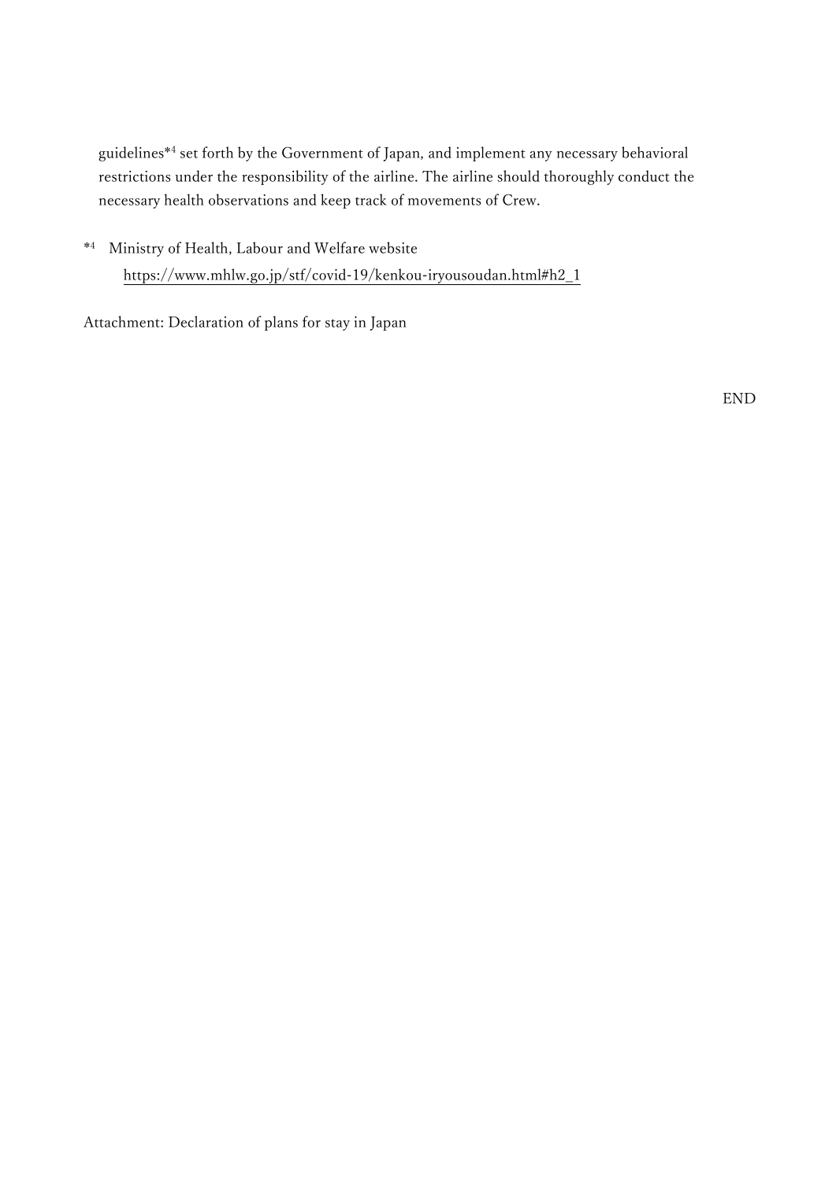guidelines[*4] set forth by the Government of Japan, and implement any necessary behavioral restrictions under the responsibility of the airline. The airline should thoroughly conduct the necessary health observations and keep track of movements of Crew.

[*4] Ministry of Health, Labour and Welfare website
https://www.mhlw.go.jp/stf/covid-19/kenkou-iryousoudan.html#h2_1

Attachment: Declaration of plans for stay in Japan

END